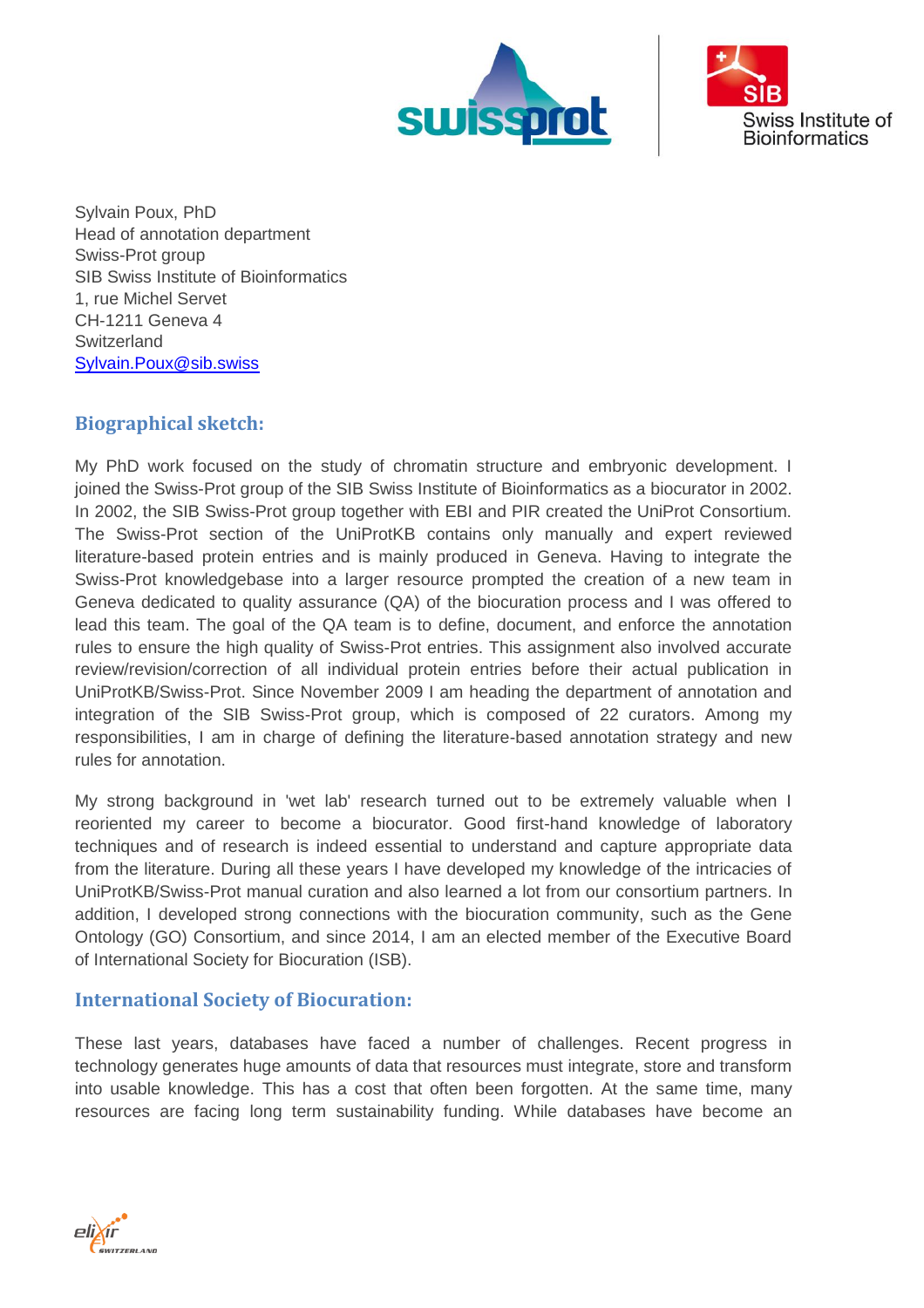Sylvain Poux, PhD
Head of annotation department
Swiss-Prot group
SIB Swiss Institute of Bioinformatics
1, rue Michel Servet
CH-1211 Geneva 4
Switzerland
Sylvain.Poux@sib.swiss

## Biographical sketch:

My PhD work focused on the study of chromatin structure and embryonic development. I joined the Swiss-Prot group of the SIB Swiss Institute of Bioinformatics as a biocurator in 2002. In 2002, the SIB Swiss-Prot group together with EBI and PIR created the UniProt Consortium. The Swiss-Prot section of the UniProtKB contains only manually and expert reviewed literature-based protein entries and is mainly produced in Geneva. Having to integrate the Swiss-Prot knowledgebase into a larger resource prompted the creation of a new team in Geneva dedicated to quality assurance (QA) of the biocuration process and I was offered to lead this team. The goal of the QA team is to define, document, and enforce the annotation rules to ensure the high quality of Swiss-Prot entries. This assignment also involved accurate review/revision/correction of all individual protein entries before their actual publication in UniProtKB/Swiss-Prot. Since November 2009 I am heading the department of annotation and integration of the SIB Swiss-Prot group, which is composed of 22 curators. Among my responsibilities, I am in charge of defining the literature-based annotation strategy and new rules for annotation.

My strong background in 'wet lab' research turned out to be extremely valuable when I reoriented my career to become a biocurator. Good first-hand knowledge of laboratory techniques and of research is indeed essential to understand and capture appropriate data from the literature. During all these years I have developed my knowledge of the intricacies of UniProtKB/Swiss-Prot manual curation and also learned a lot from our consortium partners. In addition, I developed strong connections with the biocuration community, such as the Gene Ontology (GO) Consortium, and since 2014, I am an elected member of the Executive Board of International Society for Biocuration (ISB).

## International Society of Biocuration:

These last years, databases have faced a number of challenges. Recent progress in technology generates huge amounts of data that resources must integrate, store and transform into usable knowledge. This has a cost that often been forgotten. At the same time, many resources are facing long term sustainability funding. While databases have become an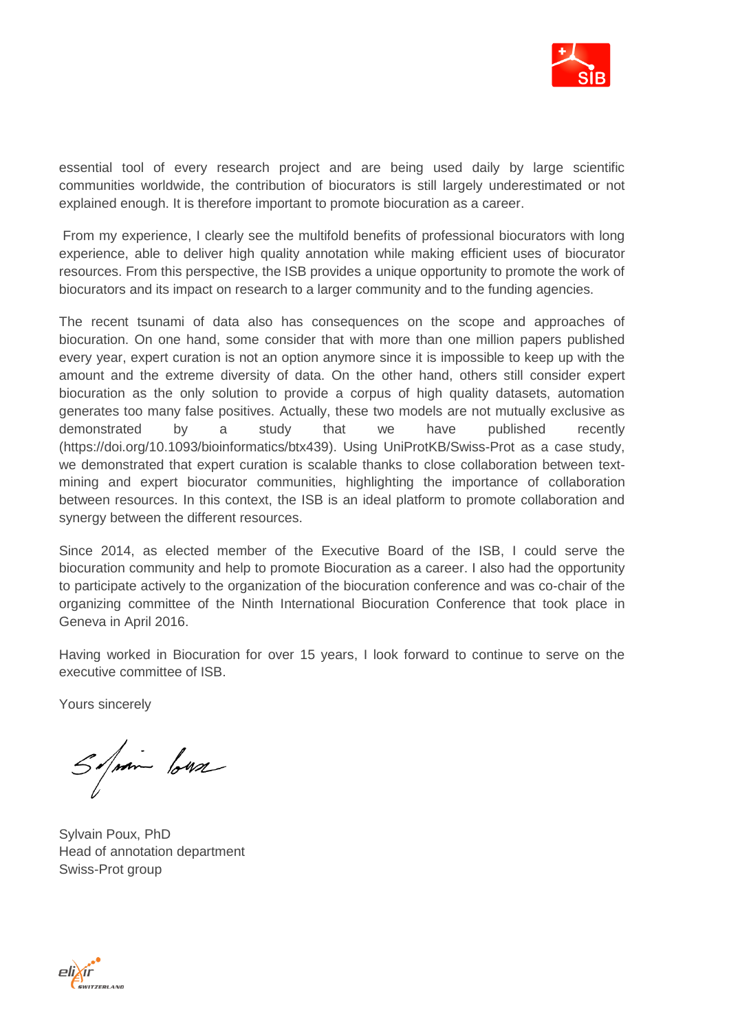essential tool of every research project and are being used daily by large scientific communities worldwide, the contribution of biocurators is still largely underestimated or not explained enough. It is therefore important to promote biocuration as a career.

From my experience, I clearly see the multifold benefits of professional biocurators with long experience, able to deliver high quality annotation while making efficient uses of biocurator resources. From this perspective, the ISB provides a unique opportunity to promote the work of biocurators and its impact on research to a larger community and to the funding agencies.

The recent tsunami of data also has consequences on the scope and approaches of biocuration. On one hand, some consider that with more than one million papers published every year, expert curation is not an option anymore since it is impossible to keep up with the amount and the extreme diversity of data. On the other hand, others still consider expert biocuration as the only solution to provide a corpus of high quality datasets, automation generates too many false positives. Actually, these two models are not mutually exclusive as demonstrated by a study that we have published recently (https://doi.org/10.1093/bioinformatics/btx439). Using UniProtKB/Swiss-Prot as a case study, we demonstrated that expert curation is scalable thanks to close collaboration between text-mining and expert biocurator communities, highlighting the importance of collaboration between resources. In this context, the ISB is an ideal platform to promote collaboration and synergy between the different resources.

Since 2014, as elected member of the Executive Board of the ISB, I could serve the biocuration community and help to promote Biocuration as a career. I also had the opportunity to participate actively to the organization of the biocuration conference and was co-chair of the organizing committee of the Ninth International Biocuration Conference that took place in Geneva in April 2016.

Having worked in Biocuration for over 15 years, I look forward to continue to serve on the executive committee of ISB.

Yours sincerely

Sylvain Poux, PhD
Head of annotation department
Swiss-Prot group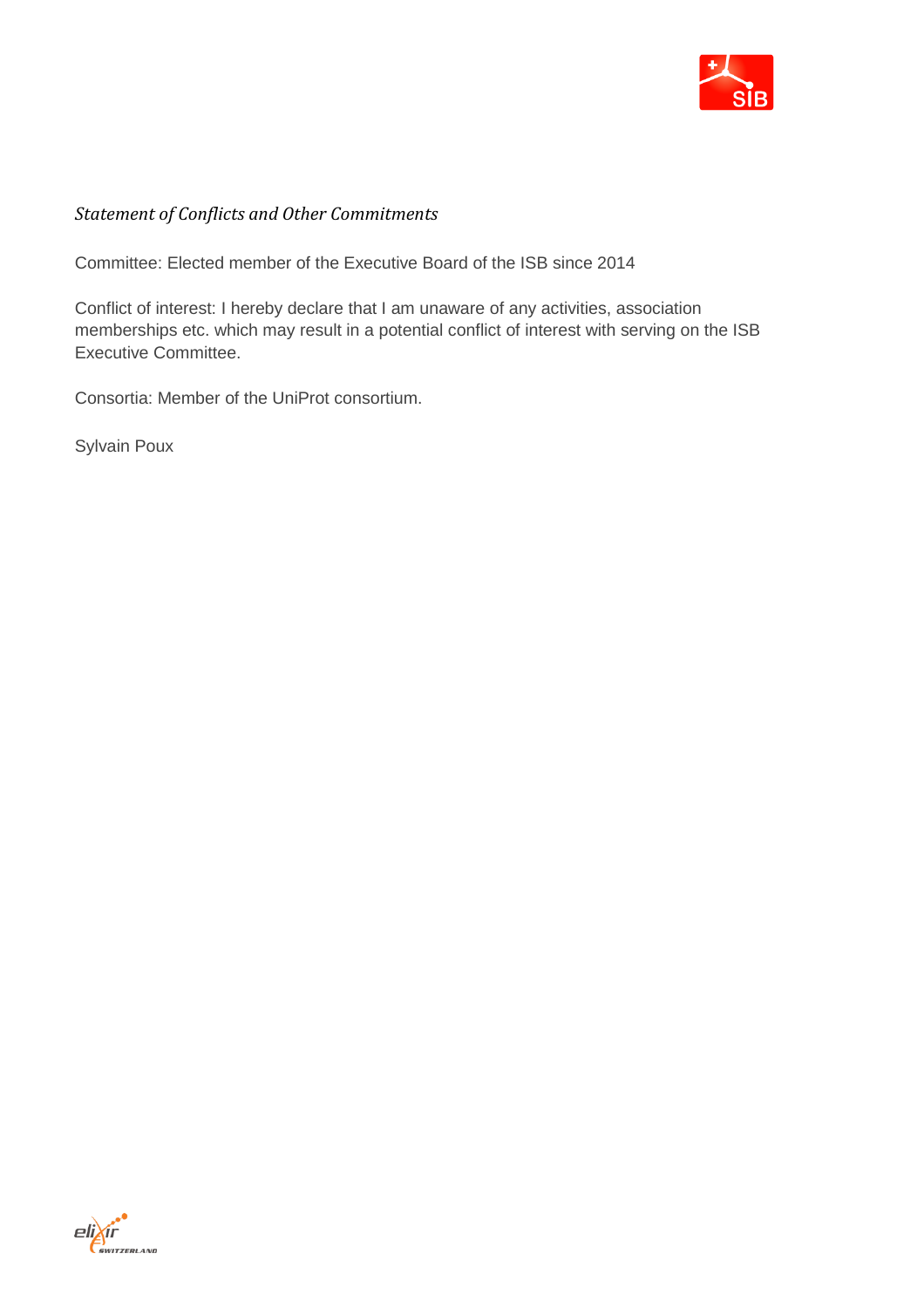*Statement of Conflicts and Other Commitments*

Committee: Elected member of the Executive Board of the ISB since 2014

Conflict of interest: I hereby declare that I am unaware of any activities, association memberships etc. which may result in a potential conflict of interest with serving on the ISB Executive Committee.

Consortia: Member of the UniProt consortium.

Sylvain Poux